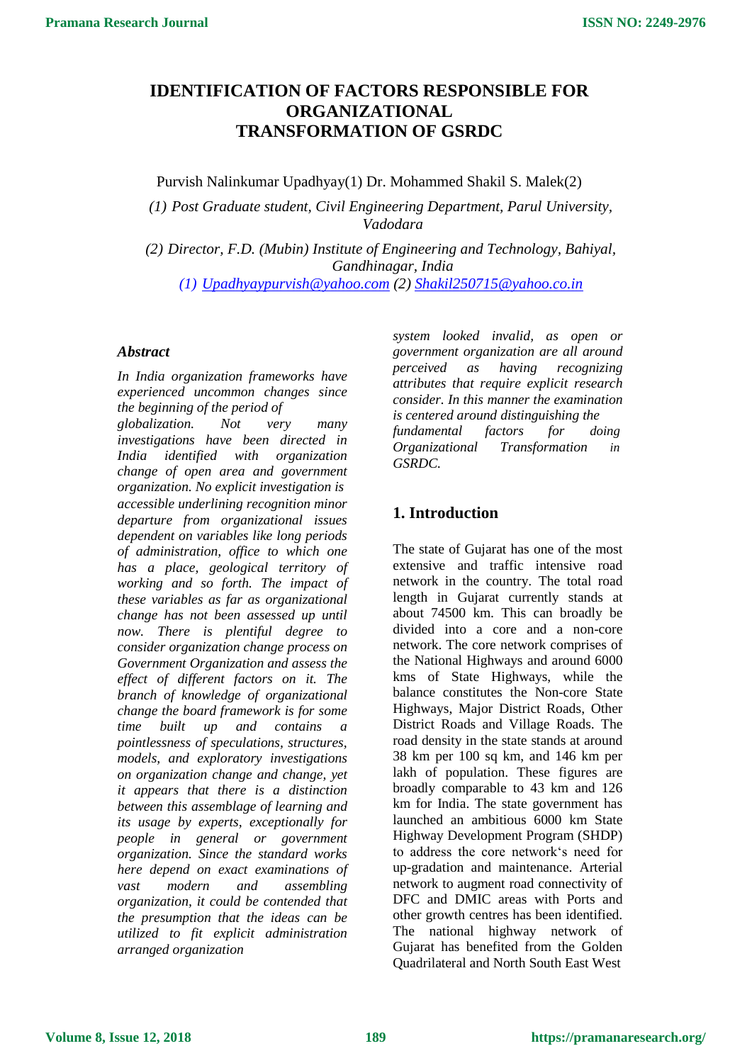# IDENTIFICATION OF FACTORS RESPONSIBLE FOR ORGANIZATIONAL TRANSFORMATION OF GSRDC

Purvish Nalinkumar Upadhyay(1) Dr. Mohammed Shakil S. Malek(2)

*(1) Post Graduate student, Civil Engineering Department, Parul University, Vadodara*

*(2) Director, F.D. (Mubin) Institute of Engineering and Technology, Bahiyal, Gandhinagar, India*

*(1) Upadhyaypurvish@yahoo.com (2) Shakil250715@yahoo.co.in*

## Abstract

*In India organization frameworks have experienced uncommon changes since the beginning of the period of globalization. Not very many investigations have been directed in India identified with organization change of open area and government organization. No explicit investigation is accessible underlining recognition minor departure from organizational issues dependent on variables like long periods of administration, office to which one has a place, geological territory of working and so forth. The impact of these variables as far as organizational change has not been assessed up until now. There is plentiful degree to consider organization change process on Government Organization and assess the effect of different factors on it. The branch of knowledge of organizational change the board framework is for some time built up and contains a pointlessness of speculations, structures, models, and exploratory investigations on organization change and change, yet it appears that there is a distinction between this assemblage of learning and its usage by experts, exceptionally for people in general or government organization. Since the standard works here depend on exact examinations of vast modern and assembling organization, it could be contended that the presumption that the ideas can be utilized to fit explicit administration arranged organization system looked invalid, as open or government organization are all around perceived as having recognizing attributes that require explicit research consider. In this manner the examination is centered around distinguishing the fundamental factors for doing Organizational Transformation in GSRDC.*

## 1. Introduction

The state of Gujarat has one of the most extensive and traffic intensive road network in the country. The total road length in Gujarat currently stands at about 74500 km. This can broadly be divided into a core and a non-core network. The core network comprises of the National Highways and around 6000 kms of State Highways, while the balance constitutes the Non-core State Highways, Major District Roads, Other District Roads and Village Roads. The road density in the state stands at around 38 km per 100 sq km, and 146 km per lakh of population. These figures are broadly comparable to 43 km and 126 km for India. The state government has launched an ambitious 6000 km State Highway Development Program (SHDP) to address the core network‘s need for up-gradation and maintenance. Arterial network to augment road connectivity of DFC and DMIC areas with Ports and other growth centres has been identified. The national highway network of Gujarat has benefited from the Golden Quadrilateral and North South East West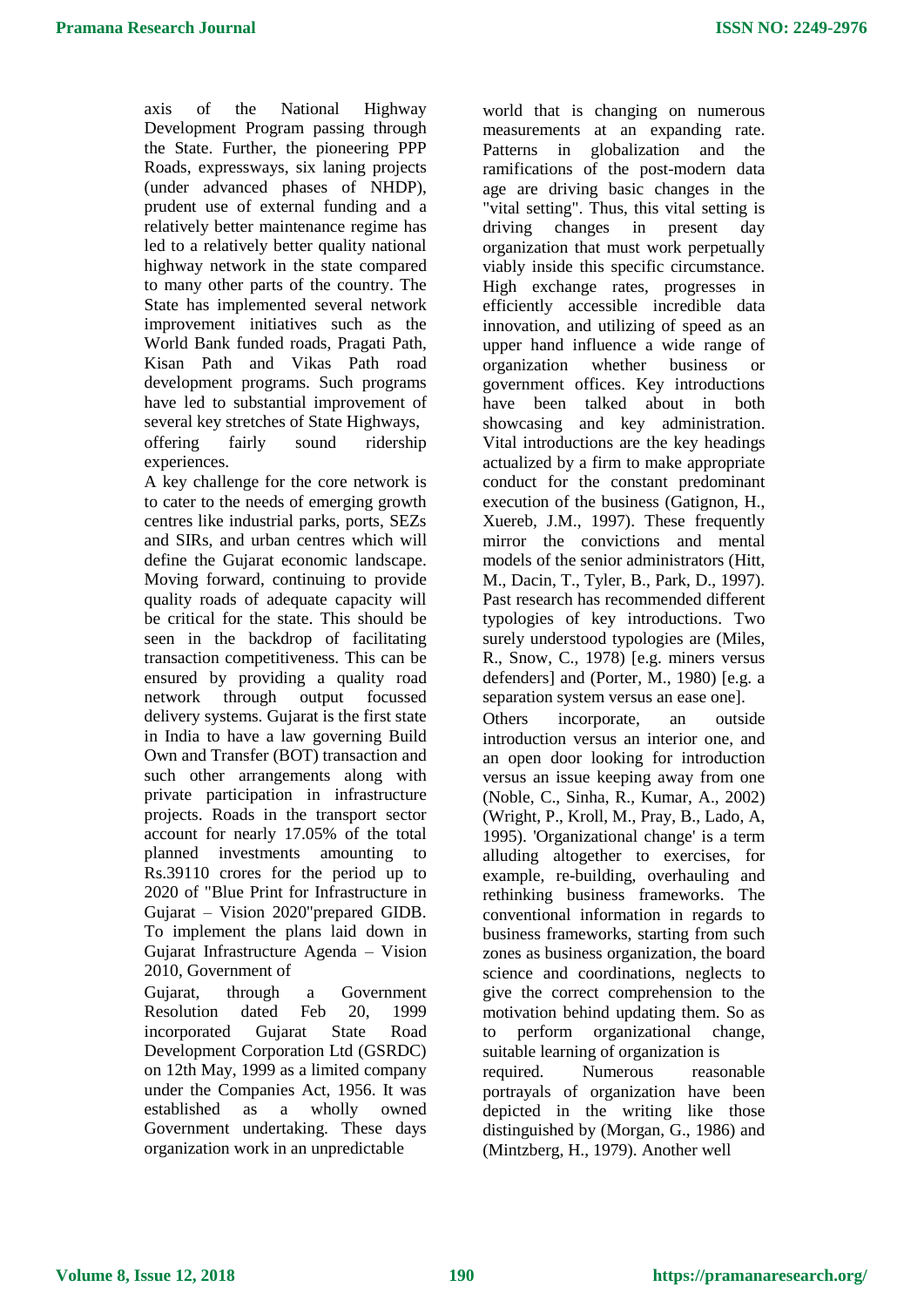axis of the National Highway Development Program passing through the State. Further, the pioneering PPP Roads, expressways, six laning projects (under advanced phases of NHDP), prudent use of external funding and a relatively better maintenance regime has led to a relatively better quality national highway network in the state compared to many other parts of the country. The State has implemented several network improvement initiatives such as the World Bank funded roads, Pragati Path, Kisan Path and Vikas Path road development programs. Such programs have led to substantial improvement of several key stretches of State Highways, offering fairly sound ridership experiences.

A key challenge for the core network is to cater to the needs of emerging growth centres like industrial parks, ports, SEZs and SIRs, and urban centres which will define the Gujarat economic landscape. Moving forward, continuing to provide quality roads of adequate capacity will be critical for the state. This should be seen in the backdrop of facilitating transaction competitiveness. This can be ensured by providing a quality road network through output focussed delivery systems. Gujarat is the first state in India to have a law governing Build Own and Transfer (BOT) transaction and such other arrangements along with private participation in infrastructure projects. Roads in the transport sector account for nearly 17.05% of the total planned investments amounting to Rs.39110 crores for the period up to 2020 of "Blue Print for Infrastructure in Gujarat – Vision 2020"prepared GIDB. To implement the plans laid down in Gujarat Infrastructure Agenda – Vision 2010, Government of

Gujarat, through a Government Resolution dated Feb 20, 1999 incorporated Gujarat State Road Development Corporation Ltd (GSRDC) on 12th May, 1999 as a limited company under the Companies Act, 1956. It was established as a wholly owned Government undertaking. These days organization work in an unpredictable world that is changing on numerous measurements at an expanding rate. Patterns in globalization and the ramifications of the post-modern data age are driving basic changes in the "vital setting". Thus, this vital setting is driving changes in present day organization that must work perpetually viably inside this specific circumstance. High exchange rates, progresses in efficiently accessible incredible data innovation, and utilizing of speed as an upper hand influence a wide range of organization whether business or government offices. Key introductions have been talked about in both showcasing and key administration. Vital introductions are the key headings actualized by a firm to make appropriate conduct for the constant predominant execution of the business (Gatignon, H., Xuereb, J.M., 1997). These frequently mirror the convictions and mental models of the senior administrators (Hitt, M., Dacin, T., Tyler, B., Park, D., 1997). Past research has recommended different typologies of key introductions. Two surely understood typologies are (Miles, R., Snow, C., 1978) [e.g. miners versus defenders] and (Porter, M., 1980) [e.g. a separation system versus an ease one].

Others incorporate, an outside introduction versus an interior one, and an open door looking for introduction versus an issue keeping away from one (Noble, C., Sinha, R., Kumar, A., 2002) (Wright, P., Kroll, M., Pray, B., Lado, A, 1995). 'Organizational change' is a term alluding altogether to exercises, for example, re-building, overhauling and rethinking business frameworks. The conventional information in regards to business frameworks, starting from such zones as business organization, the board science and coordinations, neglects to give the correct comprehension to the motivation behind updating them. So as to perform organizational change, suitable learning of organization is required. Numerous reasonable portrayals of organization have been depicted in the writing like those distinguished by (Morgan, G., 1986) and (Mintzberg, H., 1979). Another well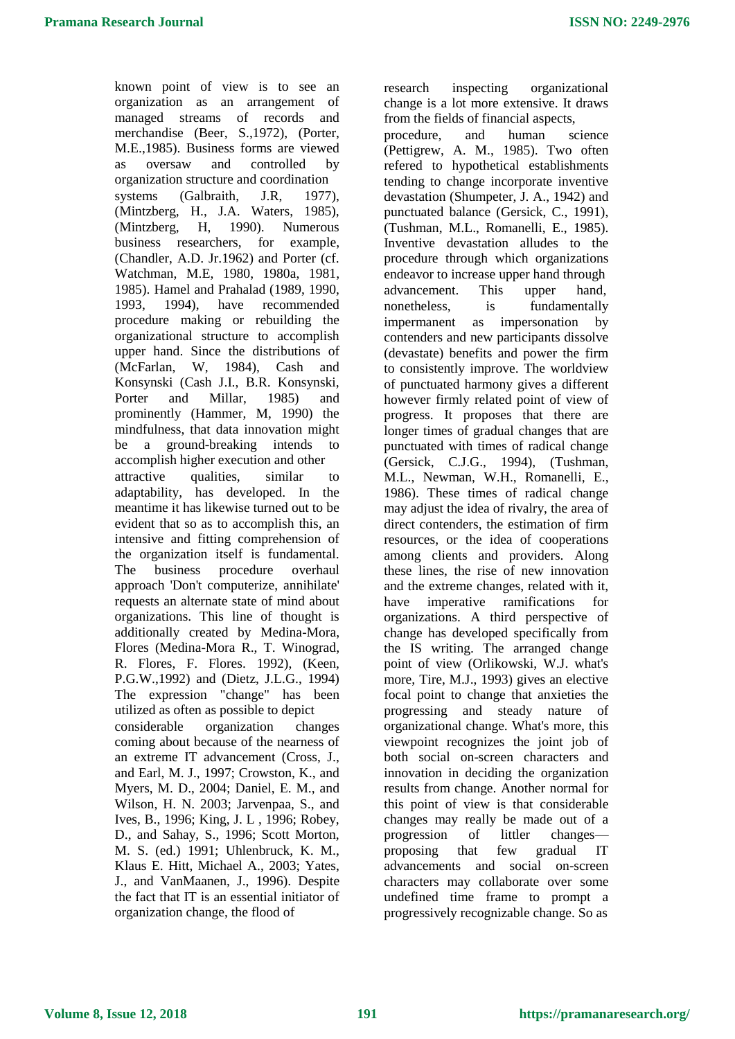known point of view is to see an organization as an arrangement of managed streams of records and merchandise (Beer, S.,1972), (Porter, M.E.,1985). Business forms are viewed as oversaw and controlled by organization structure and coordination systems (Galbraith, J.R, 1977), (Mintzberg, H., J.A. Waters, 1985), (Mintzberg, H, 1990). Numerous business researchers, for example, (Chandler, A.D. Jr.1962) and Porter (cf. Watchman, M.E, 1980, 1980a, 1981, 1985). Hamel and Prahalad (1989, 1990, 1993, 1994), have recommended procedure making or rebuilding the organizational structure to accomplish upper hand. Since the distributions of (McFarlan, W, 1984), Cash and Konsynski (Cash J.I., B.R. Konsynski, Porter and Millar, 1985) and prominently (Hammer, M, 1990) the mindfulness, that data innovation might be a ground-breaking intends to accomplish higher execution and other attractive qualities, similar to adaptability, has developed. In the meantime it has likewise turned out to be evident that so as to accomplish this, an intensive and fitting comprehension of the organization itself is fundamental. The business procedure overhaul approach 'Don't computerize, annihilate' requests an alternate state of mind about organizations. This line of thought is additionally created by Medina-Mora, Flores (Medina-Mora R., T. Winograd, R. Flores, F. Flores. 1992), (Keen, P.G.W.,1992) and (Dietz, J.L.G., 1994) The expression "change" has been utilized as often as possible to depict considerable organization changes coming about because of the nearness of an extreme IT advancement (Cross, J., and Earl, M. J., 1997; Crowston, K., and Myers, M. D., 2004; Daniel, E. M., and Wilson, H. N. 2003; Jarvenpaa, S., and Ives, B., 1996; King, J. L , 1996; Robey, D., and Sahay, S., 1996; Scott Morton, M. S. (ed.) 1991; Uhlenbruck, K. M., Klaus E. Hitt, Michael A., 2003; Yates, J., and VanMaanen, J., 1996). Despite the fact that IT is an essential initiator of organization change, the flood of research inspecting organizational change is a lot more extensive. It draws from the fields of financial aspects, procedure, and human science (Pettigrew, A. M., 1985). Two often refered to hypothetical establishments tending to change incorporate inventive devastation (Shumpeter, J. A., 1942) and punctuated balance (Gersick, C., 1991), (Tushman, M.L., Romanelli, E., 1985). Inventive devastation alludes to the procedure through which organizations endeavor to increase upper hand through advancement. This upper hand, nonetheless, is fundamentally impermanent as impersonation by contenders and new participants dissolve (devastate) benefits and power the firm to consistently improve. The worldview of punctuated harmony gives a different however firmly related point of view of progress. It proposes that there are longer times of gradual changes that are punctuated with times of radical change (Gersick, C.J.G., 1994), (Tushman, M.L., Newman, W.H., Romanelli, E., 1986). These times of radical change may adjust the idea of rivalry, the area of direct contenders, the estimation of firm resources, or the idea of cooperations among clients and providers. Along these lines, the rise of new innovation and the extreme changes, related with it, have imperative ramifications for organizations. A third perspective of change has developed specifically from the IS writing. The arranged change point of view (Orlikowski, W.J. what's more, Tire, M.J., 1993) gives an elective focal point to change that anxieties the progressing and steady nature of organizational change. What's more, this viewpoint recognizes the joint job of both social on-screen characters and innovation in deciding the organization results from change. Another normal for this point of view is that considerable changes may really be made out of a progression of littler changes— proposing that few gradual IT advancements and social on-screen characters may collaborate over some undefined time frame to prompt a progressively recognizable change. So as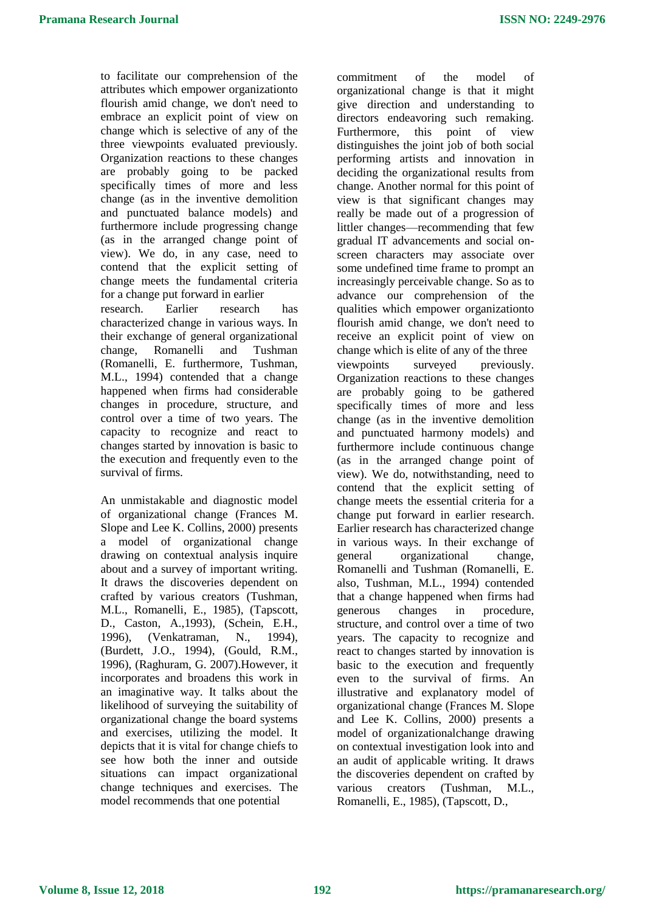to facilitate our comprehension of the attributes which empower organizationto flourish amid change, we don't need to embrace an explicit point of view on change which is selective of any of the three viewpoints evaluated previously. Organization reactions to these changes are probably going to be packed specifically times of more and less change (as in the inventive demolition and punctuated balance models) and furthermore include progressing change (as in the arranged change point of view). We do, in any case, need to contend that the explicit setting of change meets the fundamental criteria for a change put forward in earlier research. Earlier research has characterized change in various ways. In their exchange of general organizational change, Romanelli and Tushman (Romanelli, E. furthermore, Tushman, M.L., 1994) contended that a change happened when firms had considerable changes in procedure, structure, and control over a time of two years. The capacity to recognize and react to changes started by innovation is basic to the execution and frequently even to the survival of firms.

An unmistakable and diagnostic model of organizational change (Frances M. Slope and Lee K. Collins, 2000) presents a model of organizational change drawing on contextual analysis inquire about and a survey of important writing. It draws the discoveries dependent on crafted by various creators (Tushman, M.L., Romanelli, E., 1985), (Tapscott, D., Caston, A.,1993), (Schein, E.H., 1996), (Venkatraman, N., 1994), (Burdett, J.O., 1994), (Gould, R.M., 1996), (Raghuram, G. 2007).However, it incorporates and broadens this work in an imaginative way. It talks about the likelihood of surveying the suitability of organizational change the board systems and exercises, utilizing the model. It depicts that it is vital for change chiefs to see how both the inner and outside situations can impact organizational change techniques and exercises. The model recommends that one potential commitment of the model of organizational change is that it might give direction and understanding to directors endeavoring such remaking. Furthermore, this point of view distinguishes the joint job of both social performing artists and innovation in deciding the organizational results from change. Another normal for this point of view is that significant changes may really be made out of a progression of littler changes—recommending that few gradual IT advancements and social on-screen characters may associate over some undefined time frame to prompt an increasingly perceivable change. So as to advance our comprehension of the qualities which empower organizationto flourish amid change, we don't need to receive an explicit point of view on change which is elite of any of the three viewpoints surveyed previously. Organization reactions to these changes are probably going to be gathered specifically times of more and less change (as in the inventive demolition and punctuated harmony models) and furthermore include continuous change (as in the arranged change point of view). We do, notwithstanding, need to contend that the explicit setting of change meets the essential criteria for a change put forward in earlier research. Earlier research has characterized change in various ways. In their exchange of general organizational change, Romanelli and Tushman (Romanelli, E. also, Tushman, M.L., 1994) contended that a change happened when firms had generous changes in procedure, structure, and control over a time of two years. The capacity to recognize and react to changes started by innovation is basic to the execution and frequently even to the survival of firms. An illustrative and explanatory model of organizational change (Frances M. Slope and Lee K. Collins, 2000) presents a model of organizationalchange drawing on contextual investigation look into and an audit of applicable writing. It draws the discoveries dependent on crafted by various creators (Tushman, M.L., Romanelli, E., 1985), (Tapscott, D.,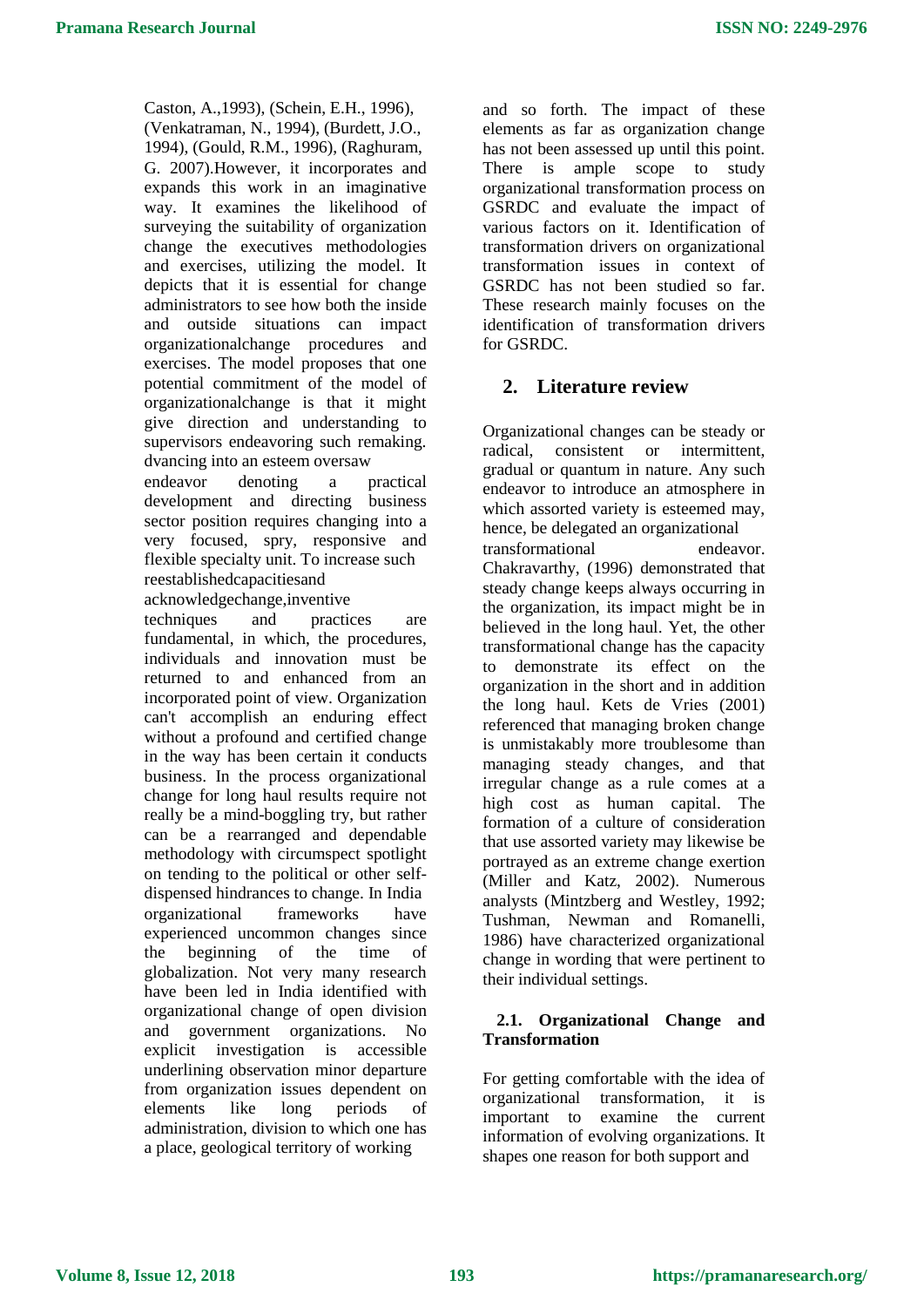Caston, A.,1993), (Schein, E.H., 1996), (Venkatraman, N., 1994), (Burdett, J.O., 1994), (Gould, R.M., 1996), (Raghuram, G. 2007).However, it incorporates and expands this work in an imaginative way. It examines the likelihood of surveying the suitability of organization change the executives methodologies and exercises, utilizing the model. It depicts that it is essential for change administrators to see how both the inside and outside situations can impact organizationalchange procedures and exercises. The model proposes that one potential commitment of the model of organizationalchange is that it might give direction and understanding to supervisors endeavoring such remaking. dvancing into an esteem oversaw endeavor denoting a practical development and directing business sector position requires changing into a very focused, spry, responsive and flexible specialty unit. To increase such reestablishedcapacitiesand acknowledgechange,inventive techniques and practices are fundamental, in which, the procedures, individuals and innovation must be returned to and enhanced from an incorporated point of view. Organization can't accomplish an enduring effect without a profound and certified change in the way has been certain it conducts business. In the process organizational change for long haul results require not really be a mind-boggling try, but rather can be a rearranged and dependable methodology with circumspect spotlight on tending to the political or other self-dispensed hindrances to change. In India organizational frameworks have experienced uncommon changes since the beginning of the time of globalization. Not very many research have been led in India identified with organizational change of open division and government organizations. No explicit investigation is accessible underlining observation minor departure from organization issues dependent on elements like long periods of administration, division to which one has a place, geological territory of working and so forth. The impact of these elements as far as organization change has not been assessed up until this point. There is ample scope to study organizational transformation process on GSRDC and evaluate the impact of various factors on it. Identification of transformation drivers on organizational transformation issues in context of GSRDC has not been studied so far. These research mainly focuses on the identification of transformation drivers for GSRDC.

## 2. Literature review

Organizational changes can be steady or radical, consistent or intermittent, gradual or quantum in nature. Any such endeavor to introduce an atmosphere in which assorted variety is esteemed may, hence, be delegated an organizational transformational endeavor. Chakravarthy, (1996) demonstrated that steady change keeps always occurring in the organization, its impact might be in believed in the long haul. Yet, the other transformational change has the capacity to demonstrate its effect on the organization in the short and in addition the long haul. Kets de Vries (2001) referenced that managing broken change is unmistakably more troublesome than managing steady changes, and that irregular change as a rule comes at a high cost as human capital. The formation of a culture of consideration that use assorted variety may likewise be portrayed as an extreme change exertion (Miller and Katz, 2002). Numerous analysts (Mintzberg and Westley, 1992; Tushman, Newman and Romanelli, 1986) have characterized organizational change in wording that were pertinent to their individual settings.

### 2.1. Organizational Change and Transformation

For getting comfortable with the idea of organizational transformation, it is important to examine the current information of evolving organizations. It shapes one reason for both support and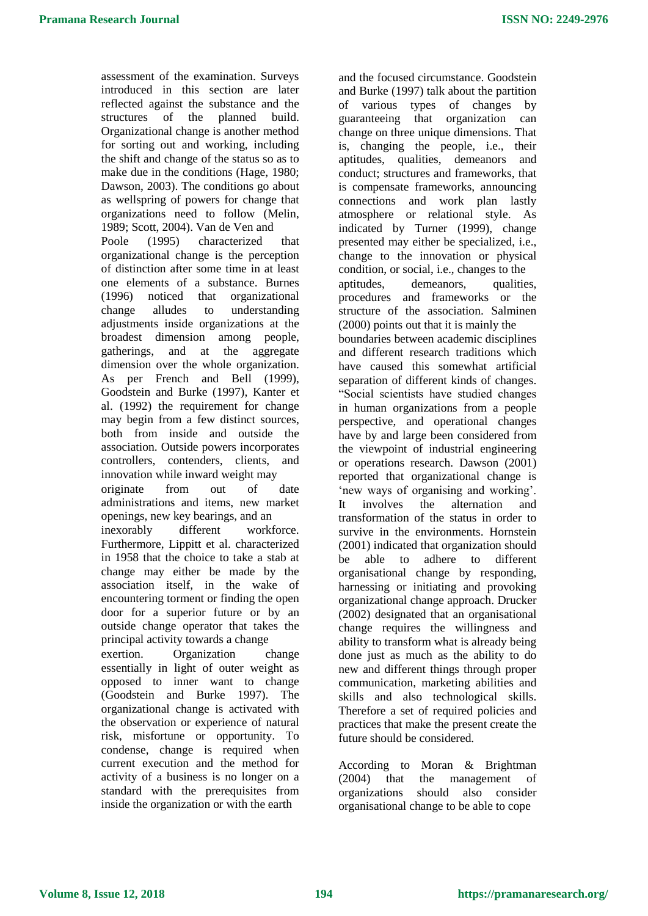assessment of the examination. Surveys introduced in this section are later reflected against the substance and the structures of the planned build. Organizational change is another method for sorting out and working, including the shift and change of the status so as to make due in the conditions (Hage, 1980; Dawson, 2003). The conditions go about as wellspring of powers for change that organizations need to follow (Melin, 1989; Scott, 2004). Van de Ven and Poole (1995) characterized that organizational change is the perception of distinction after some time in at least one elements of a substance. Burnes (1996) noticed that organizational change alludes to understanding adjustments inside organizations at the broadest dimension among people, gatherings, and at the aggregate dimension over the whole organization. As per French and Bell (1999), Goodstein and Burke (1997), Kanter et al. (1992) the requirement for change may begin from a few distinct sources, both from inside and outside the association. Outside powers incorporates controllers, contenders, clients, and innovation while inward weight may originate from out of date administrations and items, new market openings, new key bearings, and an inexorably different workforce. Furthermore, Lippitt et al. characterized in 1958 that the choice to take a stab at change may either be made by the association itself, in the wake of encountering torment or finding the open door for a superior future or by an outside change operator that takes the principal activity towards a change exertion. Organization change essentially in light of outer weight as opposed to inner want to change (Goodstein and Burke 1997). The organizational change is activated with the observation or experience of natural risk, misfortune or opportunity. To condense, change is required when current execution and the method for activity of a business is no longer on a standard with the prerequisites from inside the organization or with the earth and the focused circumstance. Goodstein and Burke (1997) talk about the partition of various types of changes by guaranteeing that organization can change on three unique dimensions. That is, changing the people, i.e., their aptitudes, qualities, demeanors and conduct; structures and frameworks, that is compensate frameworks, announcing connections and work plan lastly atmosphere or relational style. As indicated by Turner (1999), change presented may either be specialized, i.e., change to the innovation or physical condition, or social, i.e., changes to the aptitudes, demeanors, qualities, procedures and frameworks or the structure of the association. Salminen (2000) points out that it is mainly the boundaries between academic disciplines and different research traditions which have caused this somewhat artificial separation of different kinds of changes. "Social scientists have studied changes in human organizations from a people perspective, and operational changes have by and large been considered from the viewpoint of industrial engineering or operations research. Dawson (2001) reported that organizational change is 'new ways of organising and working'. It involves the alternation and transformation of the status in order to survive in the environments. Hornstein (2001) indicated that organization should be able to adhere to different organisational change by responding, harnessing or initiating and provoking organizational change approach. Drucker (2002) designated that an organisational change requires the willingness and ability to transform what is already being done just as much as the ability to do new and different things through proper communication, marketing abilities and skills and also technological skills. Therefore a set of required policies and practices that make the present create the future should be considered.

According to Moran & Brightman (2004) that the management of organizations should also consider organisational change to be able to cope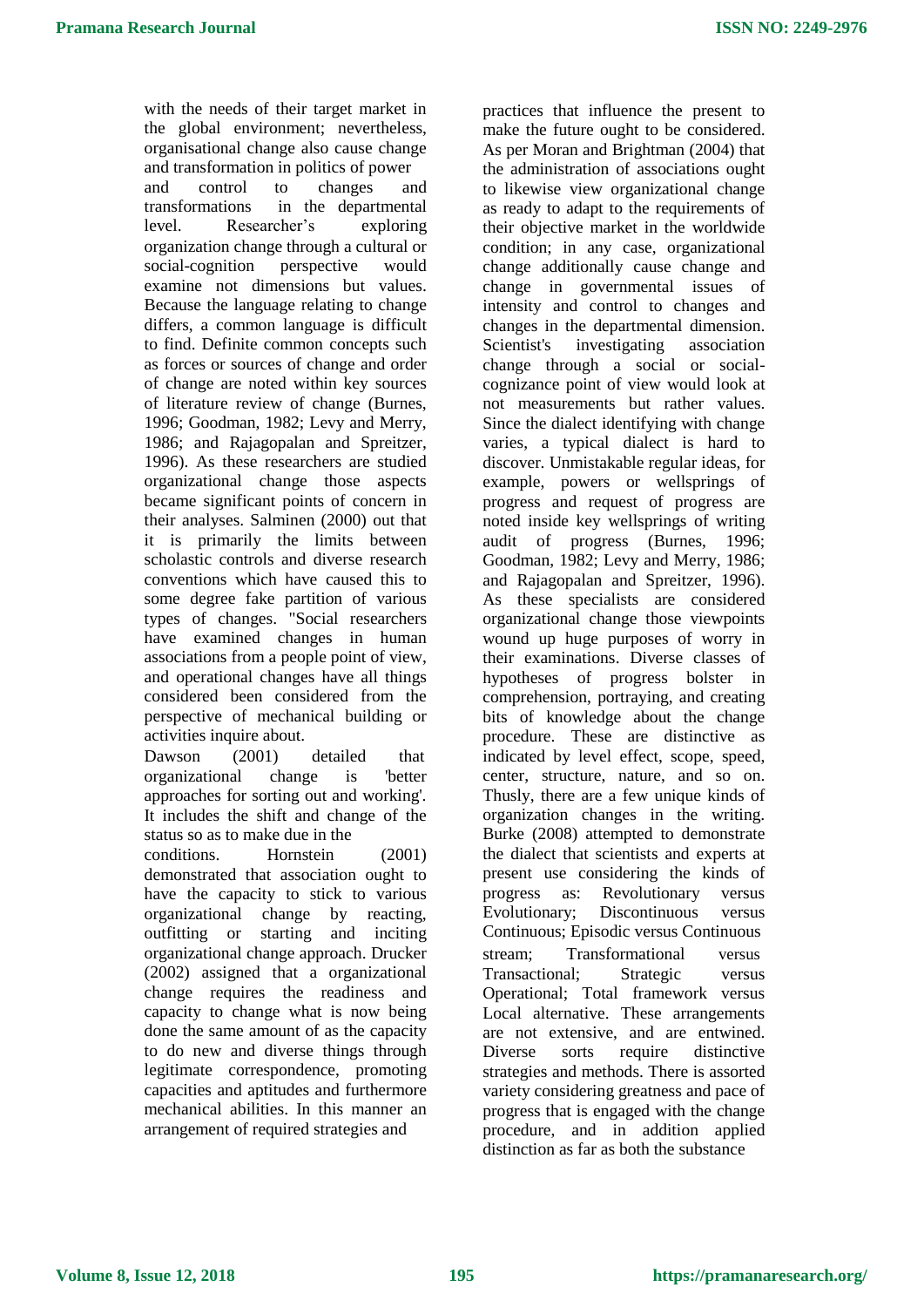with the needs of their target market in the global environment; nevertheless, organisational change also cause change and transformation in politics of power and control to changes and transformations in the departmental level. Researcher's exploring organization change through a cultural or social-cognition perspective would examine not dimensions but values. Because the language relating to change differs, a common language is difficult to find. Definite common concepts such as forces or sources of change and order of change are noted within key sources of literature review of change (Burnes, 1996; Goodman, 1982; Levy and Merry, 1986; and Rajagopalan and Spreitzer, 1996). As these researchers are studied organizational change those aspects became significant points of concern in their analyses. Salminen (2000) out that it is primarily the limits between scholastic controls and diverse research conventions which have caused this to some degree fake partition of various types of changes. "Social researchers have examined changes in human associations from a people point of view, and operational changes have all things considered been considered from the perspective of mechanical building or activities inquire about.

Dawson (2001) detailed that organizational change is 'better approaches for sorting out and working'. It includes the shift and change of the status so as to make due in the conditions. Hornstein (2001) demonstrated that association ought to have the capacity to stick to various organizational change by reacting, outfitting or starting and inciting organizational change approach. Drucker (2002) assigned that a organizational change requires the readiness and capacity to change what is now being done the same amount of as the capacity to do new and diverse things through legitimate correspondence, promoting capacities and aptitudes and furthermore mechanical abilities. In this manner an arrangement of required strategies and practices that influence the present to make the future ought to be considered. As per Moran and Brightman (2004) that the administration of associations ought to likewise view organizational change as ready to adapt to the requirements of their objective market in the worldwide condition; in any case, organizational change additionally cause change and change in governmental issues of intensity and control to changes and changes in the departmental dimension. Scientist's investigating association change through a social or social-cognizance point of view would look at not measurements but rather values. Since the dialect identifying with change varies, a typical dialect is hard to discover. Unmistakable regular ideas, for example, powers or wellsprings of progress and request of progress are noted inside key wellsprings of writing audit of progress (Burnes, 1996; Goodman, 1982; Levy and Merry, 1986; and Rajagopalan and Spreitzer, 1996). As these specialists are considered organizational change those viewpoints wound up huge purposes of worry in their examinations. Diverse classes of hypotheses of progress bolster in comprehension, portraying, and creating bits of knowledge about the change procedure. These are distinctive as indicated by level effect, scope, speed, center, structure, nature, and so on. Thusly, there are a few unique kinds of organization changes in the writing. Burke (2008) attempted to demonstrate the dialect that scientists and experts at present use considering the kinds of progress as: Revolutionary versus Evolutionary; Discontinuous versus Continuous; Episodic versus Continuous stream; Transformational versus Transactional; Strategic versus Operational; Total framework versus Local alternative. These arrangements are not extensive, and are entwined. Diverse sorts require distinctive strategies and methods. There is assorted variety considering greatness and pace of progress that is engaged with the change procedure, and in addition applied distinction as far as both the substance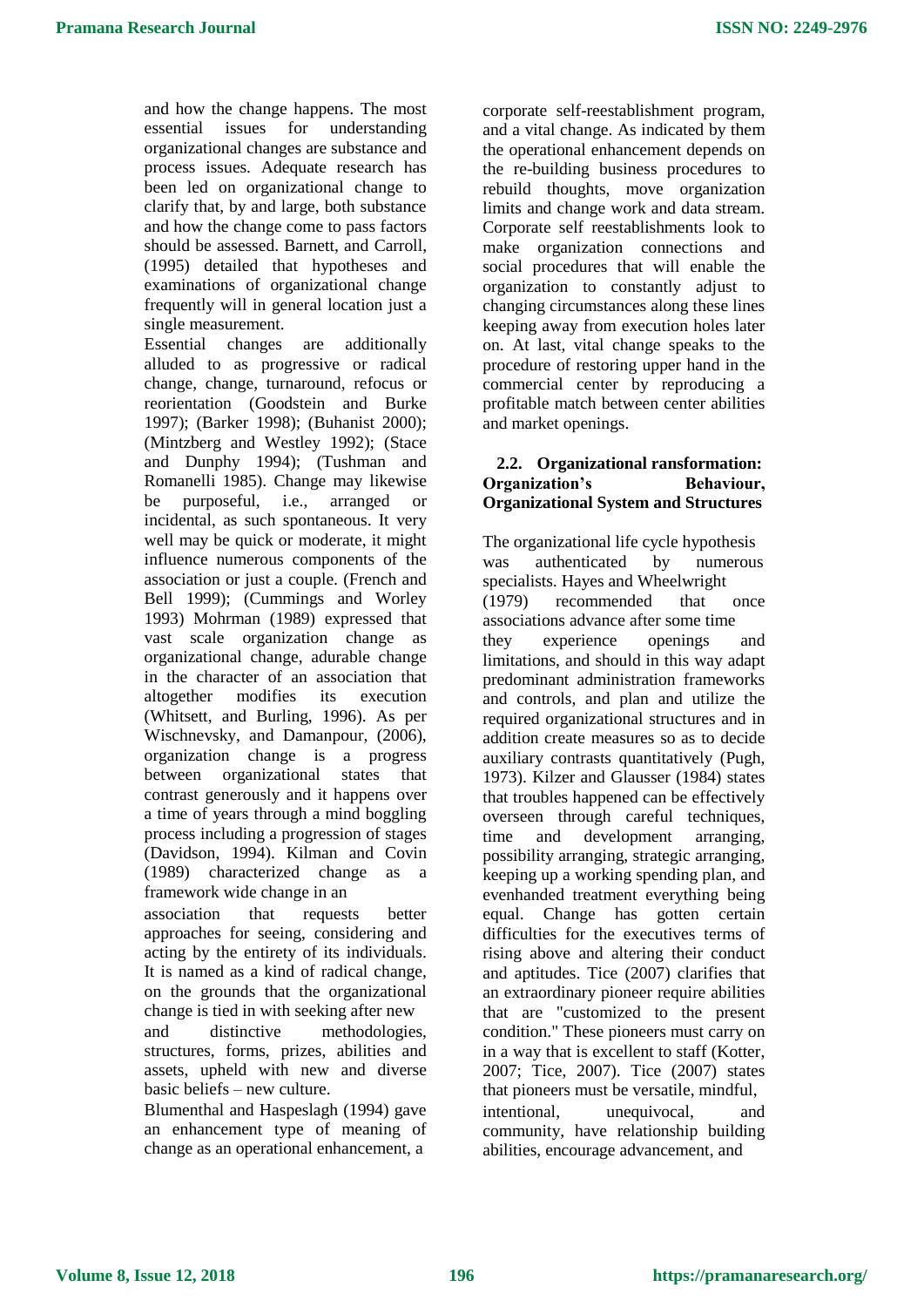and how the change happens. The most essential issues for understanding organizational changes are substance and process issues. Adequate research has been led on organizational change to clarify that, by and large, both substance and how the change come to pass factors should be assessed. Barnett, and Carroll, (1995) detailed that hypotheses and examinations of organizational change frequently will in general location just a single measurement.

Essential changes are additionally alluded to as progressive or radical change, change, turnaround, refocus or reorientation (Goodstein and Burke 1997); (Barker 1998); (Buhanist 2000); (Mintzberg and Westley 1992); (Stace and Dunphy 1994); (Tushman and Romanelli 1985). Change may likewise be purposeful, i.e., arranged or incidental, as such spontaneous. It very well may be quick or moderate, it might influence numerous components of the association or just a couple. (French and Bell 1999); (Cummings and Worley 1993) Mohrman (1989) expressed that vast scale organization change as organizational change, adurable change in the character of an association that altogether modifies its execution (Whitsett, and Burling, 1996). As per Wischnevsky, and Damanpour, (2006), organization change is a progress between organizational states that contrast generously and it happens over a time of years through a mind boggling process including a progression of stages (Davidson, 1994). Kilman and Covin (1989) characterized change as a framework wide change in an association that requests better approaches for seeing, considering and acting by the entirety of its individuals. It is named as a kind of radical change, on the grounds that the organizational change is tied in with seeking after new and distinctive methodologies, structures, forms, prizes, abilities and assets, upheld with new and diverse basic beliefs – new culture.

Blumenthal and Haspeslagh (1994) gave an enhancement type of meaning of change as an operational enhancement, a corporate self-reestablishment program, and a vital change. As indicated by them the operational enhancement depends on the re-building business procedures to rebuild thoughts, move organization limits and change work and data stream. Corporate self reestablishments look to make organization connections and social procedures that will enable the organization to constantly adjust to changing circumstances along these lines keeping away from execution holes later on. At last, vital change speaks to the procedure of restoring upper hand in the commercial center by reproducing a profitable match between center abilities and market openings.

### 2.2. Organizational ransformation: Organization's Behaviour, Organizational System and Structures

The organizational life cycle hypothesis was authenticated by numerous specialists. Hayes and Wheelwright (1979) recommended that once associations advance after some time they experience openings and limitations, and should in this way adapt predominant administration frameworks and controls, and plan and utilize the required organizational structures and in addition create measures so as to decide auxiliary contrasts quantitatively (Pugh, 1973). Kilzer and Glausser (1984) states that troubles happened can be effectively overseen through careful techniques, time and development arranging, possibility arranging, strategic arranging, keeping up a working spending plan, and evenhanded treatment everything being equal. Change has gotten certain difficulties for the executives terms of rising above and altering their conduct and aptitudes. Tice (2007) clarifies that an extraordinary pioneer require abilities that are "customized to the present condition." These pioneers must carry on in a way that is excellent to staff (Kotter, 2007; Tice, 2007). Tice (2007) states that pioneers must be versatile, mindful, intentional, unequivocal, and community, have relationship building abilities, encourage advancement, and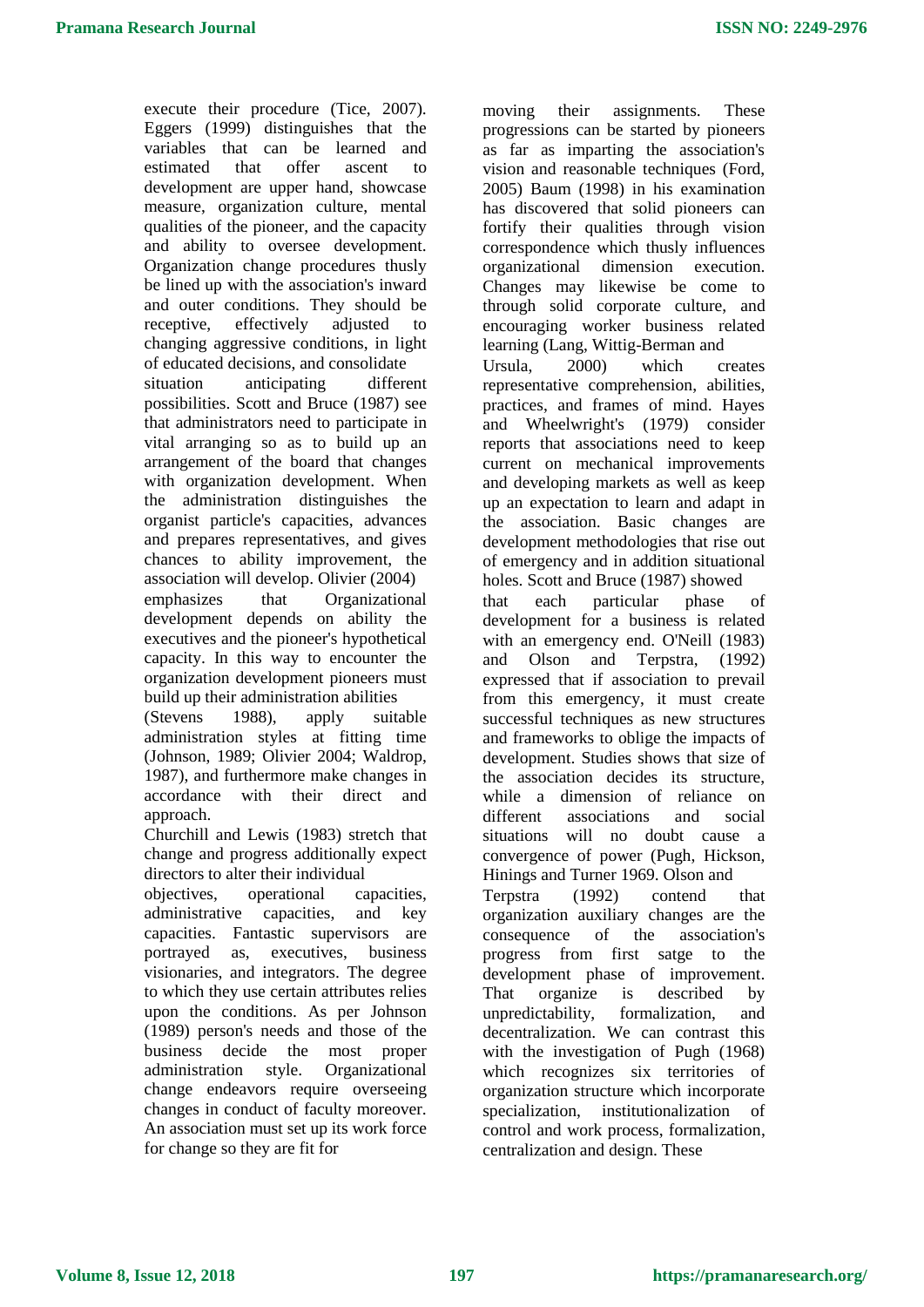execute their procedure (Tice, 2007). Eggers (1999) distinguishes that the variables that can be learned and estimated that offer ascent to development are upper hand, showcase measure, organization culture, mental qualities of the pioneer, and the capacity and ability to oversee development. Organization change procedures thusly be lined up with the association's inward and outer conditions. They should be receptive, effectively adjusted to changing aggressive conditions, in light of educated decisions, and consolidate situation anticipating different possibilities. Scott and Bruce (1987) see that administrators need to participate in vital arranging so as to build up an arrangement of the board that changes with organization development. When the administration distinguishes the organist particle's capacities, advances and prepares representatives, and gives chances to ability improvement, the association will develop. Olivier (2004) emphasizes that Organizational development depends on ability the executives and the pioneer's hypothetical capacity. In this way to encounter the organization development pioneers must build up their administration abilities (Stevens 1988), apply suitable administration styles at fitting time (Johnson, 1989; Olivier 2004; Waldrop, 1987), and furthermore make changes in accordance with their direct and approach.

Churchill and Lewis (1983) stretch that change and progress additionally expect directors to alter their individual objectives, operational capacities, administrative capacities, and key capacities. Fantastic supervisors are portrayed as, executives, business visionaries, and integrators. The degree to which they use certain attributes relies upon the conditions. As per Johnson (1989) person's needs and those of the business decide the most proper administration style. Organizational change endeavors require overseeing changes in conduct of faculty moreover. An association must set up its work force for change so they are fit for moving their assignments. These progressions can be started by pioneers as far as imparting the association's vision and reasonable techniques (Ford, 2005) Baum (1998) in his examination has discovered that solid pioneers can fortify their qualities through vision correspondence which thusly influences organizational dimension execution. Changes may likewise be come to through solid corporate culture, and encouraging worker business related learning (Lang, Wittig-Berman and Ursula, 2000) which creates representative comprehension, abilities, practices, and frames of mind. Hayes and Wheelwright's (1979) consider reports that associations need to keep current on mechanical improvements and developing markets as well as keep up an expectation to learn and adapt in the association. Basic changes are development methodologies that rise out of emergency and in addition situational holes. Scott and Bruce (1987) showed that each particular phase of development for a business is related with an emergency end. O'Neill (1983) and Olson and Terpstra, (1992) expressed that if association to prevail from this emergency, it must create successful techniques as new structures and frameworks to oblige the impacts of development. Studies shows that size of the association decides its structure, while a dimension of reliance on different associations and social situations will no doubt cause a convergence of power (Pugh, Hickson, Hinings and Turner 1969. Olson and Terpstra (1992) contend that organization auxiliary changes are the consequence of the association's progress from first satge to the development phase of improvement. That organize is described by unpredictability, formalization, and decentralization. We can contrast this with the investigation of Pugh (1968) which recognizes six territories of organization structure which incorporate specialization, institutionalization of control and work process, formalization, centralization and design. These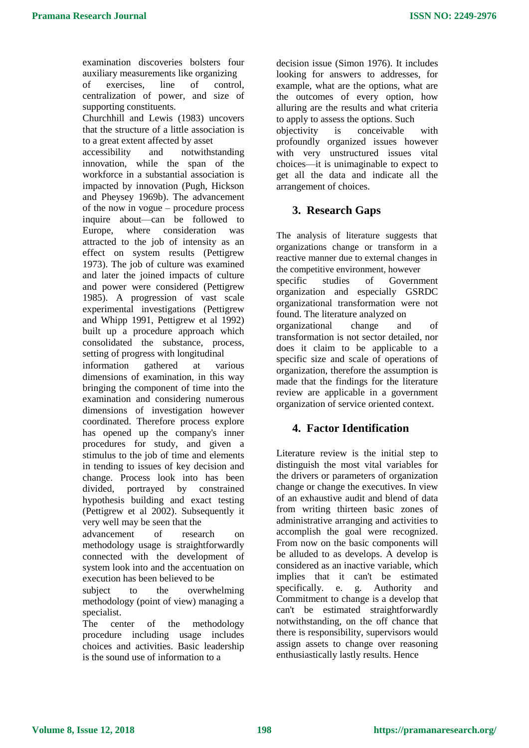examination discoveries bolsters four auxiliary measurements like organizing of exercises, line of control, centralization of power, and size of supporting constituents.

Churchhill and Lewis (1983) uncovers that the structure of a little association is to a great extent affected by asset accessibility and notwithstanding innovation, while the span of the workforce in a substantial association is impacted by innovation (Pugh, Hickson and Pheysey 1969b). The advancement of the now in vogue – procedure process inquire about—can be followed to Europe, where consideration was attracted to the job of intensity as an effect on system results (Pettigrew 1973). The job of culture was examined and later the joined impacts of culture and power were considered (Pettigrew 1985). A progression of vast scale experimental investigations (Pettigrew and Whipp 1991, Pettigrew et al 1992) built up a procedure approach which consolidated the substance, process, setting of progress with longitudinal information gathered at various dimensions of examination, in this way bringing the component of time into the examination and considering numerous dimensions of investigation however coordinated. Therefore process explore has opened up the company's inner procedures for study, and given a stimulus to the job of time and elements in tending to issues of key decision and change. Process look into has been divided, portrayed by constrained hypothesis building and exact testing (Pettigrew et al 2002). Subsequently it very well may be seen that the advancement of research on methodology usage is straightforwardly connected with the development of system look into and the accentuation on execution has been believed to be subject to the overwhelming methodology (point of view) managing a specialist.

The center of the methodology procedure including usage includes choices and activities. Basic leadership is the sound use of information to a decision issue (Simon 1976). It includes looking for answers to addresses, for example, what are the options, what are the outcomes of every option, how alluring are the results and what criteria to apply to assess the options. Such objectivity is conceivable with profoundly organized issues however with very unstructured issues vital choices—it is unimaginable to expect to get all the data and indicate all the arrangement of choices.

## 3. Research Gaps

The analysis of literature suggests that organizations change or transform in a reactive manner due to external changes in the competitive environment, however specific studies of Government organization and especially GSRDC organizational transformation were not found. The literature analyzed on organizational change and of transformation is not sector detailed, nor does it claim to be applicable to a specific size and scale of operations of organization, therefore the assumption is made that the findings for the literature review are applicable in a government organization of service oriented context.

## 4. Factor Identification

Literature review is the initial step to distinguish the most vital variables for the drivers or parameters of organization change or change the executives. In view of an exhaustive audit and blend of data from writing thirteen basic zones of administrative arranging and activities to accomplish the goal were recognized. From now on the basic components will be alluded to as develops. A develop is considered as an inactive variable, which implies that it can't be estimated specifically. e. g. Authority and Commitment to change is a develop that can't be estimated straightforwardly notwithstanding, on the off chance that there is responsibility, supervisors would assign assets to change over reasoning enthusiastically lastly results. Hence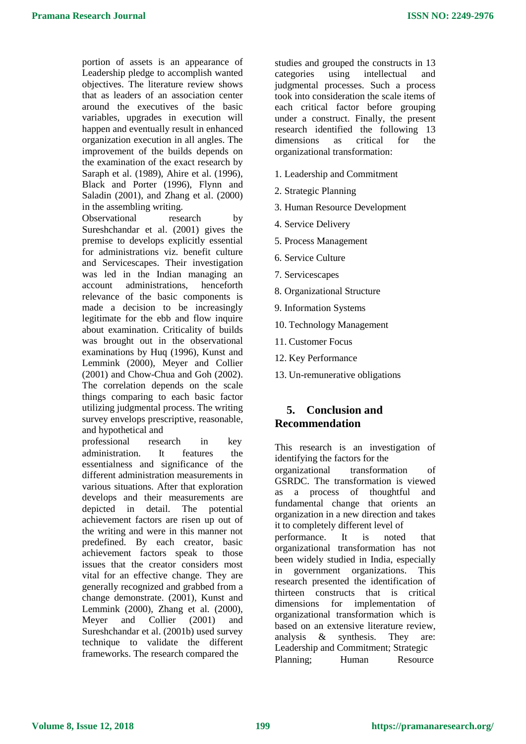portion of assets is an appearance of Leadership pledge to accomplish wanted objectives. The literature review shows that as leaders of an association center around the executives of the basic variables, upgrades in execution will happen and eventually result in enhanced organization execution in all angles. The improvement of the builds depends on the examination of the exact research by Saraph et al. (1989), Ahire et al. (1996), Black and Porter (1996), Flynn and Saladin (2001), and Zhang et al. (2000) in the assembling writing.

Observational research by Sureshchandar et al. (2001) gives the premise to develops explicitly essential for administrations viz. benefit culture and Servicescapes. Their investigation was led in the Indian managing an account administrations, henceforth relevance of the basic components is made a decision to be increasingly legitimate for the ebb and flow inquire about examination. Criticality of builds was brought out in the observational examinations by Huq (1996), Kunst and Lemmink (2000), Meyer and Collier (2001) and Chow-Chua and Goh (2002). The correlation depends on the scale things comparing to each basic factor utilizing judgmental process. The writing survey envelops prescriptive, reasonable, and hypothetical and professional research in key administration. It features the essentialness and significance of the different administration measurements in various situations. After that exploration develops and their measurements are depicted in detail. The potential achievement factors are risen up out of the writing and were in this manner not predefined. By each creator, basic achievement factors speak to those issues that the creator considers most vital for an effective change. They are generally recognized and grabbed from a change demonstrate. (2001), Kunst and Lemmink (2000), Zhang et al. (2000), Meyer and Collier (2001) and Sureshchandar et al. (2001b) used survey technique to validate the different frameworks. The research compared the studies and grouped the constructs in 13 categories using intellectual and judgmental processes. Such a process took into consideration the scale items of each critical factor before grouping under a construct. Finally, the present research identified the following 13 dimensions as critical for the organizational transformation:

1. Leadership and Commitment
2. Strategic Planning
3. Human Resource Development
4. Service Delivery
5. Process Management
6. Service Culture
7. Servicescapes
8. Organizational Structure
9. Information Systems
10. Technology Management
11. Customer Focus
12. Key Performance
13. Un-remunerative obligations

## 5. Conclusion and Recommendation

This research is an investigation of identifying the factors for the organizational transformation of GSRDC. The transformation is viewed as a process of thoughtful and fundamental change that orients an organization in a new direction and takes it to completely different level of performance. It is noted that organizational transformation has not been widely studied in India, especially in government organizations. This research presented the identification of thirteen constructs that is critical dimensions for implementation of organizational transformation which is based on an extensive literature review, analysis & synthesis. They are: Leadership and Commitment; Strategic Planning; Human Resource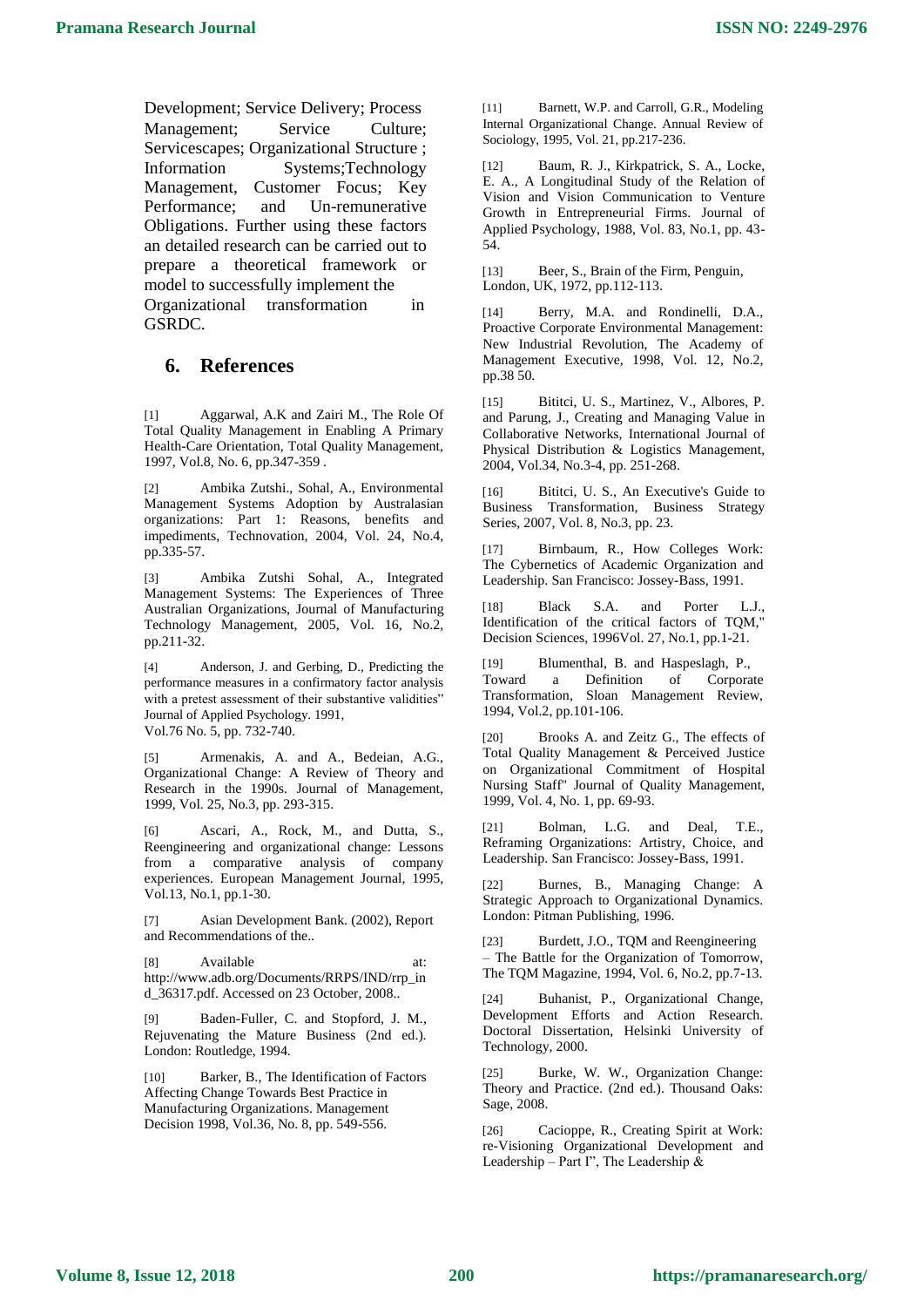Development; Service Delivery; Process Management; Service Culture; Servicescapes; Organizational Structure ; Information Systems;Technology Management, Customer Focus; Key Performance; and Un-remunerative Obligations. Further using these factors an detailed research can be carried out to prepare a theoretical framework or model to successfully implement the Organizational transformation in GSRDC.

## 6. References

[1] Aggarwal, A.K and Zairi M., The Role Of Total Quality Management in Enabling A Primary Health-Care Orientation, Total Quality Management, 1997, Vol.8, No. 6, pp.347-359 .

[2] Ambika Zutshi., Sohal, A., Environmental Management Systems Adoption by Australasian organizations: Part 1: Reasons, benefits and impediments, Technovation, 2004, Vol. 24, No.4, pp.335-57.

[3] Ambika Zutshi Sohal, A., Integrated Management Systems: The Experiences of Three Australian Organizations, Journal of Manufacturing Technology Management, 2005, Vol. 16, No.2, pp.211-32.

[4] Anderson, J. and Gerbing, D., Predicting the performance measures in a confirmatory factor analysis with a pretest assessment of their substantive validities" Journal of Applied Psychology. 1991, Vol.76 No. 5, pp. 732-740.

[5] Armenakis, A. and A., Bedeian, A.G., Organizational Change: A Review of Theory and Research in the 1990s. Journal of Management, 1999, Vol. 25, No.3, pp. 293-315.

[6] Ascari, A., Rock, M., and Dutta, S., Reengineering and organizational change: Lessons from a comparative analysis of company experiences. European Management Journal, 1995, Vol.13, No.1, pp.1-30.

[7] Asian Development Bank. (2002), Report and Recommendations of the..

[8] Available at: http://www.adb.org/Documents/RRPS/IND/rrp_ind_36317.pdf. Accessed on 23 October, 2008..

[9] Baden-Fuller, C. and Stopford, J. M., Rejuvenating the Mature Business (2nd ed.). London: Routledge, 1994.

[10] Barker, B., The Identification of Factors Affecting Change Towards Best Practice in Manufacturing Organizations. Management Decision 1998, Vol.36, No. 8, pp. 549-556.

[11] Barnett, W.P. and Carroll, G.R., Modeling Internal Organizational Change. Annual Review of Sociology, 1995, Vol. 21, pp.217-236.

[12] Baum, R. J., Kirkpatrick, S. A., Locke, E. A., A Longitudinal Study of the Relation of Vision and Vision Communication to Venture Growth in Entrepreneurial Firms. Journal of Applied Psychology, 1988, Vol. 83, No.1, pp. 43-54.

[13] Beer, S., Brain of the Firm, Penguin, London, UK, 1972, pp.112-113.

[14] Berry, M.A. and Rondinelli, D.A., Proactive Corporate Environmental Management: New Industrial Revolution, The Academy of Management Executive, 1998, Vol. 12, No.2, pp.38 50.

[15] Bititci, U. S., Martinez, V., Albores, P. and Parung, J., Creating and Managing Value in Collaborative Networks, International Journal of Physical Distribution & Logistics Management, 2004, Vol.34, No.3-4, pp. 251-268.

[16] Bititci, U. S., An Executive's Guide to Business Transformation, Business Strategy Series, 2007, Vol. 8, No.3, pp. 23.

[17] Birnbaum, R., How Colleges Work: The Cybernetics of Academic Organization and Leadership. San Francisco: Jossey-Bass, 1991.

[18] Black S.A. and Porter L.J., Identification of the critical factors of TQM," Decision Sciences, 1996Vol. 27, No.1, pp.1-21.

[19] Blumenthal, B. and Haspeslagh, P., Toward a Definition of Corporate Transformation, Sloan Management Review, 1994, Vol.2, pp.101-106.

[20] Brooks A. and Zeitz G., The effects of Total Quality Management & Perceived Justice on Organizational Commitment of Hospital Nursing Staff" Journal of Quality Management, 1999, Vol. 4, No. 1, pp. 69-93.

[21] Bolman, L.G. and Deal, T.E., Reframing Organizations: Artistry, Choice, and Leadership. San Francisco: Jossey-Bass, 1991.

[22] Burnes, B., Managing Change: A Strategic Approach to Organizational Dynamics. London: Pitman Publishing, 1996.

[23] Burdett, J.O., TQM and Reengineering – The Battle for the Organization of Tomorrow, The TQM Magazine, 1994, Vol. 6, No.2, pp.7-13.

[24] Buhanist, P., Organizational Change, Development Efforts and Action Research. Doctoral Dissertation, Helsinki University of Technology, 2000.

[25] Burke, W. W., Organization Change: Theory and Practice. (2nd ed.). Thousand Oaks: Sage, 2008.

[26] Cacioppe, R., Creating Spirit at Work: re-Visioning Organizational Development and Leadership – Part I", The Leadership &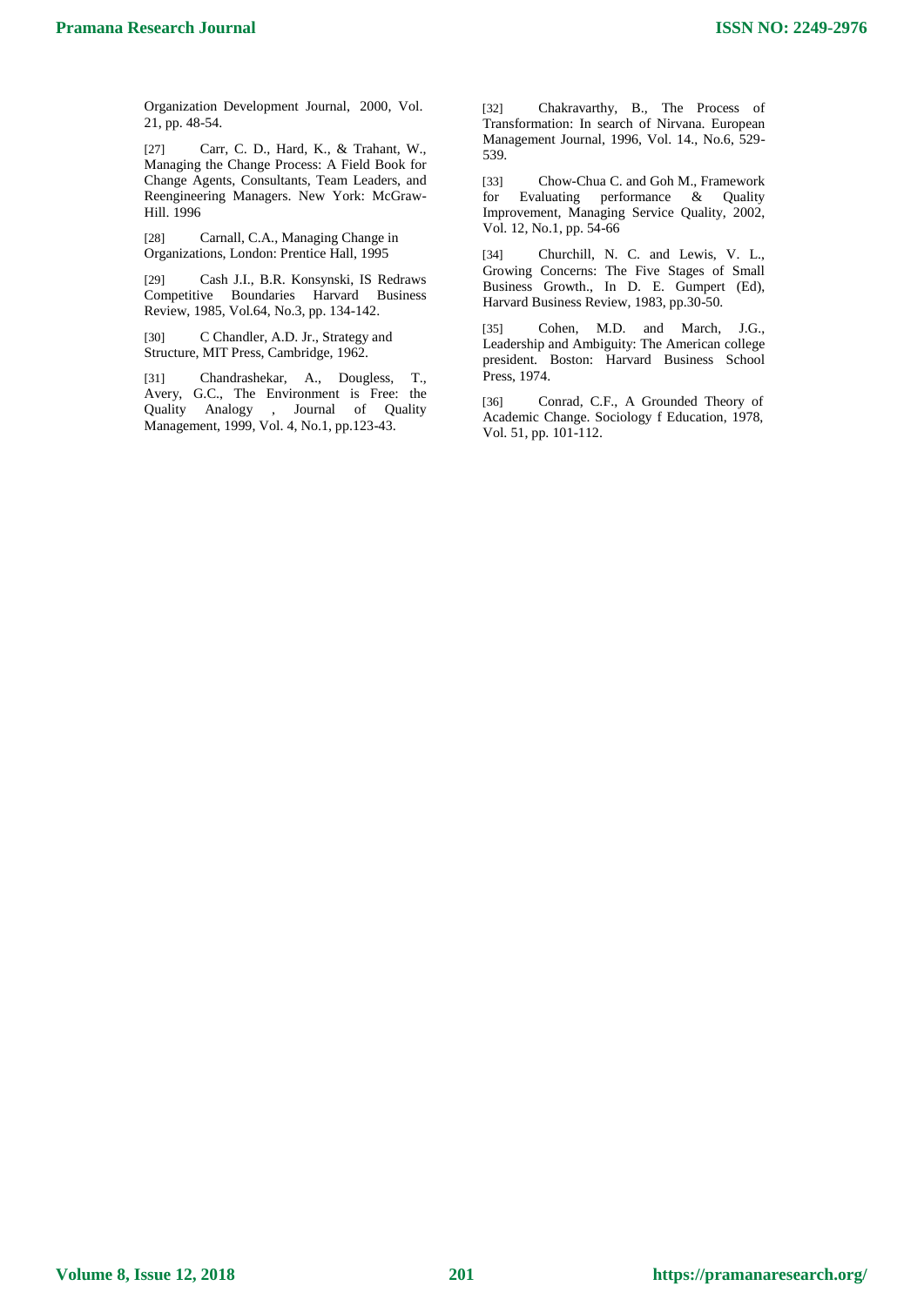Organization Development Journal, 2000, Vol. 21, pp. 48-54.

[27] Carr, C. D., Hard, K., & Trahant, W., Managing the Change Process: A Field Book for Change Agents, Consultants, Team Leaders, and Reengineering Managers. New York: McGraw-Hill. 1996

[28] Carnall, C.A., Managing Change in Organizations, London: Prentice Hall, 1995

[29] Cash J.I., B.R. Konsynski, IS Redraws Competitive Boundaries Harvard Business Review, 1985, Vol.64, No.3, pp. 134-142.

[30] C Chandler, A.D. Jr., Strategy and Structure, MIT Press, Cambridge, 1962.

[31] Chandrashekar, A., Dougless, T., Avery, G.C., The Environment is Free: the Quality Analogy , Journal of Quality Management, 1999, Vol. 4, No.1, pp.123-43.

[32] Chakravarthy, B., The Process of Transformation: In search of Nirvana. European Management Journal, 1996, Vol. 14., No.6, 529-539.

[33] Chow-Chua C. and Goh M., Framework for Evaluating performance & Quality Improvement, Managing Service Quality, 2002, Vol. 12, No.1, pp. 54-66

[34] Churchill, N. C. and Lewis, V. L., Growing Concerns: The Five Stages of Small Business Growth., In D. E. Gumpert (Ed), Harvard Business Review, 1983, pp.30-50.

[35] Cohen, M.D. and March, J.G., Leadership and Ambiguity: The American college president. Boston: Harvard Business School Press, 1974.

[36] Conrad, C.F., A Grounded Theory of Academic Change. Sociology f Education, 1978, Vol. 51, pp. 101-112.